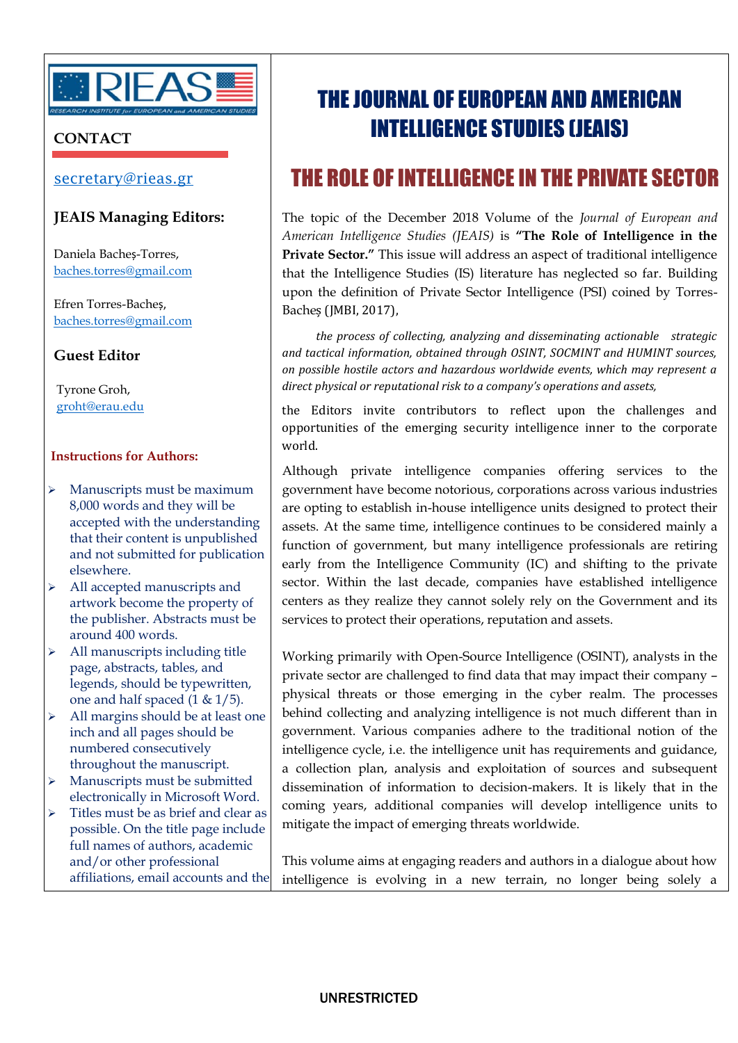# THE JOURNAL OF EUROPEAN AND AMERICAN INTELLIGENCE STUDIES (JEAIS)

## THE ROLE OF INTELLIGENCE IN THE PRIVATE SECTOR

The topic of the December 2018 Volume of the *Journal of European and American Intelligence Studies (JEAIS)* is **"The Role of Intelligence in the Private Sector."** This issue will address an aspect of traditional intelligence that the Intelligence Studies (IS) literature has neglected so far. Building upon the definition of Private Sector Intelligence (PSI) coined by Torres-Bacheș (JMBI, 2017),

> *the process of collecting, analyzing and disseminating actionable strategic and tactical information, obtained through OSINT, SOCMINT and HUMINT sources, on possible hostile actors and hazardous worldwide events, which may represent a direct physical or reputational risk to a company's operations and assets,*

the Editors invite contributors to reflect upon the challenges and opportunities of the emerging security intelligence inner to the corporate world.

Although private intelligence companies offering services to the government have become notorious, corporations across various industries are opting to establish in-house intelligence units designed to protect their assets. At the same time, intelligence continues to be considered mainly a function of government, but many intelligence professionals are retiring early from the Intelligence Community (IC) and shifting to the private sector. Within the last decade, companies have established intelligence centers as they realize they cannot solely rely on the Government and its services to protect their operations, reputation and assets.

Working primarily with Open-Source Intelligence (OSINT), analysts in the private sector are challenged to find data that may impact their company – physical threats or those emerging in the cyber realm. The processes behind collecting and analyzing intelligence is not much different than in government. Various companies adhere to the traditional notion of the intelligence cycle, i.e. the intelligence unit has requirements and guidance, a collection plan, analysis and exploitation of sources and subsequent dissemination of information to decision-makers. It is likely that in the coming years, additional companies will develop intelligence units to mitigate the impact of emerging threats worldwide.

This volume aims at engaging readers and authors in a dialogue about how intelligence is evolving in a new terrain, no longer being solely a

---

RIEAS – RESEARCH INSTITUTE for EUROPEAN and AMERICAN STUDIES

### CONTACT

secretary@rieas.gr

### JEAIS Managing Editors:

Daniela Bacheș-Torres,
baches.torres@gmail.com

Efren Torres-Bacheș,
baches.torres@gmail.com

### Guest Editor

Tyrone Groh,
groht@erau.edu

**Instructions for Authors:**

- Manuscripts must be maximum 8,000 words and they will be accepted with the understanding that their content is unpublished and not submitted for publication elsewhere.
- All accepted manuscripts and artwork become the property of the publisher. Abstracts must be around 400 words.
- All manuscripts including title page, abstracts, tables, and legends, should be typewritten, one and half spaced (1 & 1/5).
- All margins should be at least one inch and all pages should be numbered consecutively throughout the manuscript.
- Manuscripts must be submitted electronically in Microsoft Word.
- Titles must be as brief and clear as possible. On the title page include full names of authors, academic and/or other professional affiliations, email accounts and the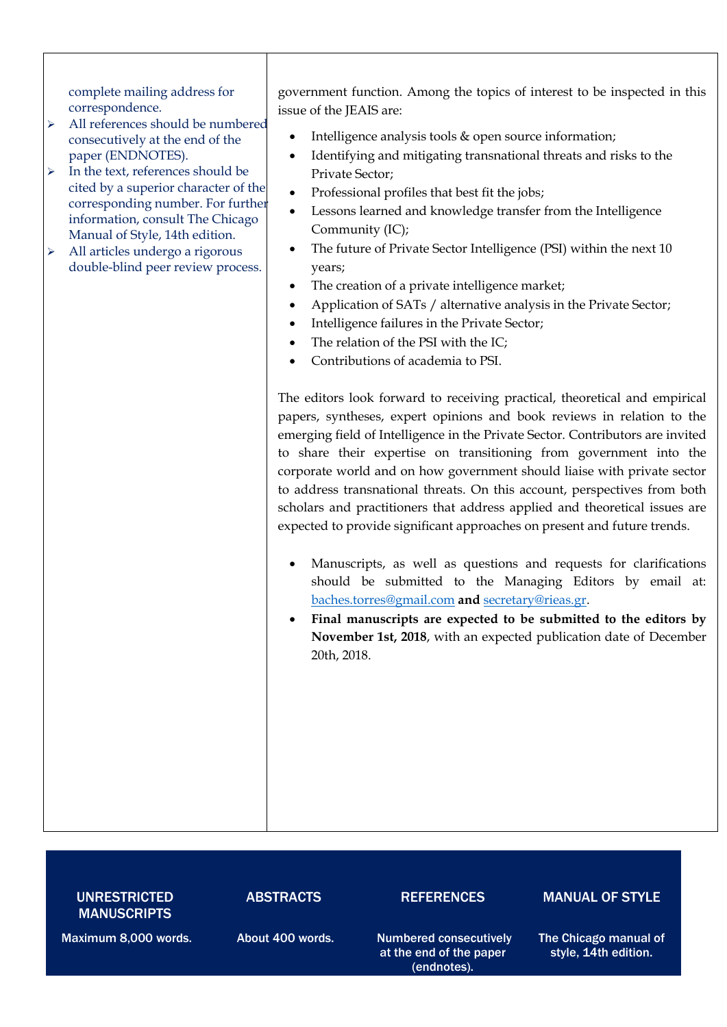complete mailing address for correspondence.

- All references should be numbered consecutively at the end of the paper (ENDNOTES).
- In the text, references should be cited by a superior character of the corresponding number. For further information, consult The Chicago Manual of Style, 14th edition.
- All articles undergo a rigorous double-blind peer review process.

government function. Among the topics of interest to be inspected in this issue of the JEAIS are:

- Intelligence analysis tools & open source information;
- Identifying and mitigating transnational threats and risks to the Private Sector;
- Professional profiles that best fit the jobs;
- Lessons learned and knowledge transfer from the Intelligence Community (IC);
- The future of Private Sector Intelligence (PSI) within the next 10 years;
- The creation of a private intelligence market;
- Application of SATs / alternative analysis in the Private Sector;
- Intelligence failures in the Private Sector;
- The relation of the PSI with the IC;
- Contributions of academia to PSI.

The editors look forward to receiving practical, theoretical and empirical papers, syntheses, expert opinions and book reviews in relation to the emerging field of Intelligence in the Private Sector. Contributors are invited to share their expertise on transitioning from government into the corporate world and on how government should liaise with private sector to address transnational threats. On this account, perspectives from both scholars and practitioners that address applied and theoretical issues are expected to provide significant approaches on present and future trends.

- Manuscripts, as well as questions and requests for clarifications should be submitted to the Managing Editors by email at: baches.torres@gmail.com **and** secretary@rieas.gr.
- **Final manuscripts are expected to be submitted to the editors by November 1st, 2018**, with an expected publication date of December 20th, 2018.

| UNRESTRICTED MANUSCRIPTS | ABSTRACTS | REFERENCES | MANUAL OF STYLE |
|---|---|---|---|
| Maximum 8,000 words. | About 400 words. | Numbered consecutively at the end of the paper (endnotes). | The Chicago manual of style, 14th edition. |